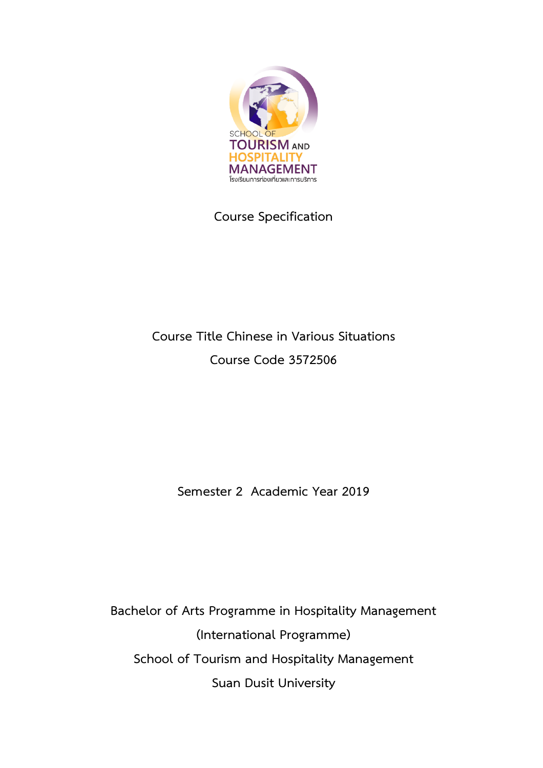SCHOOL OF TOURISM AND HOSPITALITY MANAGEMENT

โรงเรียนการท่องเที่ยวและการบริการ

# Course Specification

**Course Title Chinese in Various Situations**

**Course Code 3572506**

**Semester 2 Academic Year 2019**

**Bachelor of Arts Programme in Hospitality Management**

**(International Programme)**

**School of Tourism and Hospitality Management**

**Suan Dusit University**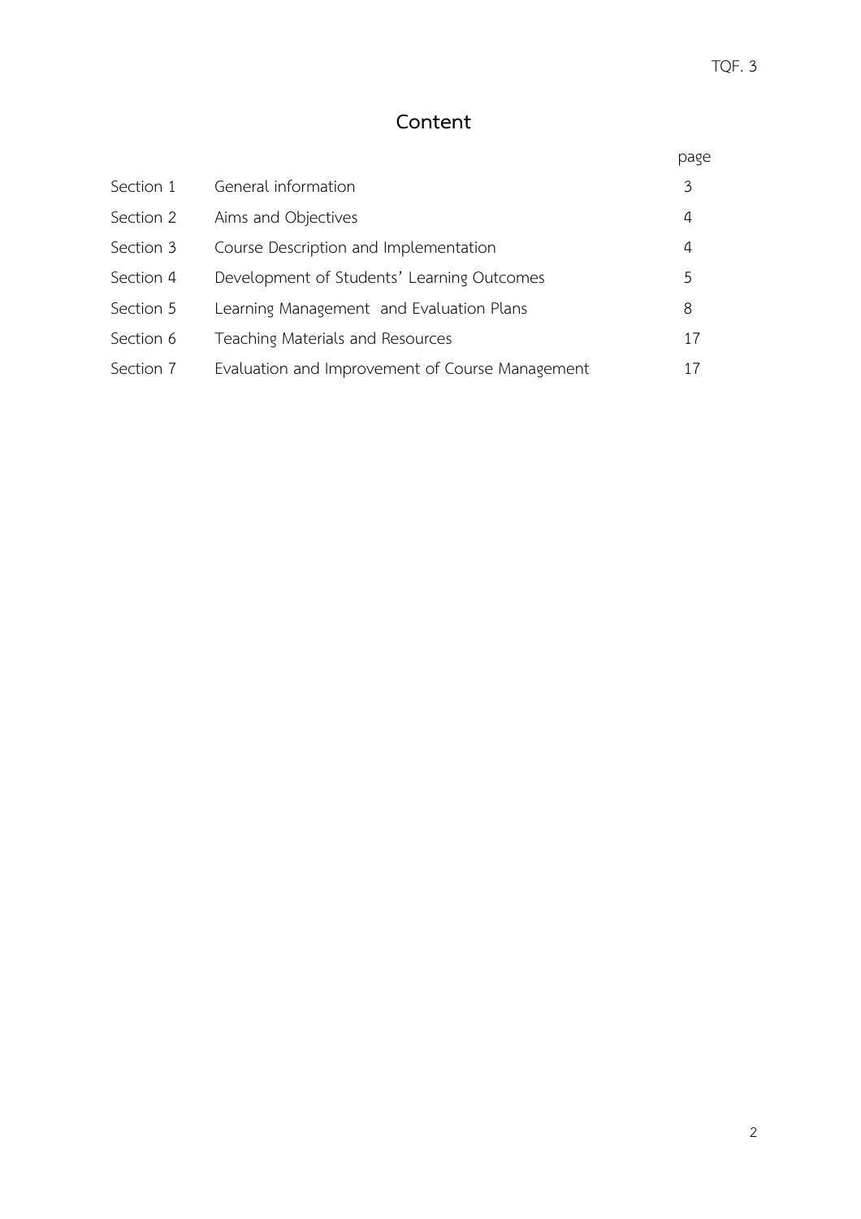# Content

| | | page |
|---|---|---|
| Section 1 | General information | 3 |
| Section 2 | Aims and Objectives | 4 |
| Section 3 | Course Description and Implementation | 4 |
| Section 4 | Development of Students' Learning Outcomes | 5 |
| Section 5 | Learning Management and Evaluation Plans | 8 |
| Section 6 | Teaching Materials and Resources | 17 |
| Section 7 | Evaluation and Improvement of Course Management | 17 |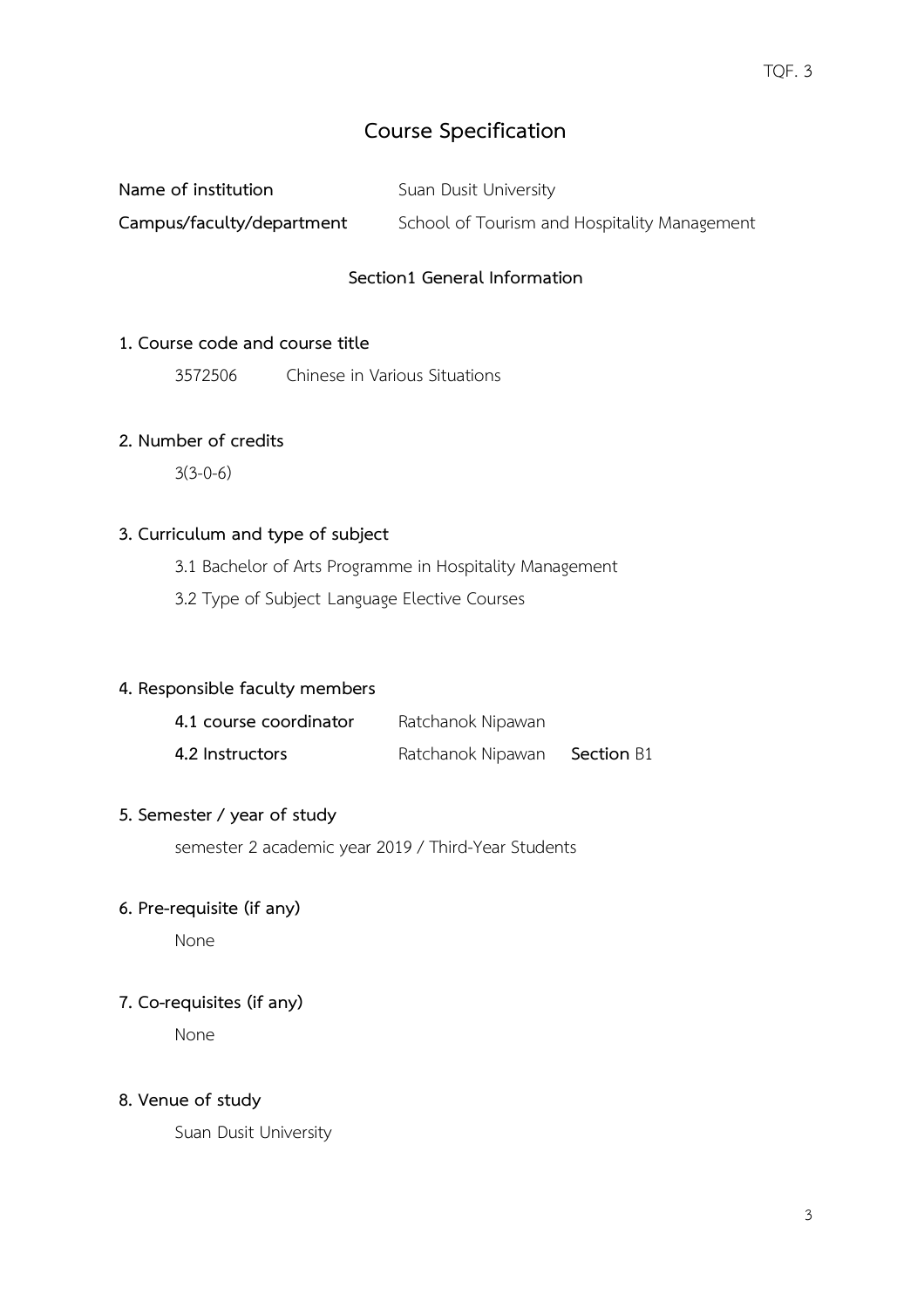# Course Specification

**Name of institution** Suan Dusit University

**Campus/faculty/department** School of Tourism and Hospitality Management

## Section1 General Information

### 1. Course code and course title

3572506 Chinese in Various Situations

### 2. Number of credits

3(3-0-6)

### 3. Curriculum and type of subject

3.1 Bachelor of Arts Programme in Hospitality Management

3.2 Type of Subject Language Elective Courses

### 4. Responsible faculty members

**4.1 course coordinator** Ratchanok Nipawan

**4.2 Instructors** Ratchanok Nipawan **Section** B1

### 5. Semester / year of study

semester 2 academic year 2019 / Third-Year Students

### 6. Pre-requisite (if any)

None

### 7. Co-requisites (if any)

None

### 8. Venue of study

Suan Dusit University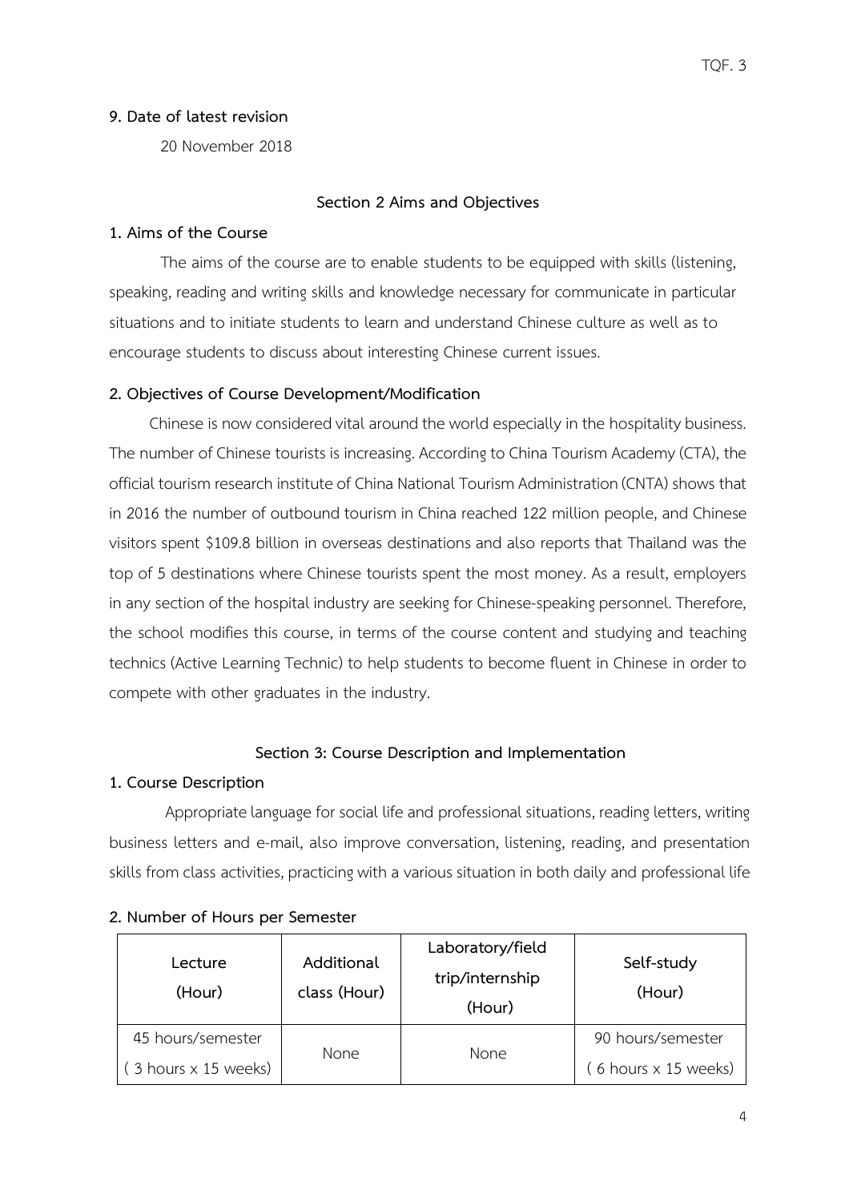**9. Date of latest revision**

20 November 2018

## Section 2 Aims and Objectives

**1. Aims of the Course**

The aims of the course are to enable students to be equipped with skills (listening, speaking, reading and writing skills and knowledge necessary for communicate in particular situations and to initiate students to learn and understand Chinese culture as well as to encourage students to discuss about interesting Chinese current issues.

**2. Objectives of Course Development/Modification**

Chinese is now considered vital around the world especially in the hospitality business. The number of Chinese tourists is increasing. According to China Tourism Academy (CTA), the official tourism research institute of China National Tourism Administration (CNTA) shows that in 2016 the number of outbound tourism in China reached 122 million people, and Chinese visitors spent $109.8 billion in overseas destinations and also reports that Thailand was the top of 5 destinations where Chinese tourists spent the most money. As a result, employers in any section of the hospital industry are seeking for Chinese-speaking personnel. Therefore, the school modifies this course, in terms of the course content and studying and teaching technics (Active Learning Technic) to help students to become fluent in Chinese in order to compete with other graduates in the industry.

## Section 3: Course Description and Implementation

**1. Course Description**

Appropriate language for social life and professional situations, reading letters, writing business letters and e-mail, also improve conversation, listening, reading, and presentation skills from class activities, practicing with a various situation in both daily and professional life

**2. Number of Hours per Semester**

| Lecture (Hour) | Additional class (Hour) | Laboratory/field trip/internship (Hour) | Self-study (Hour) |
|---|---|---|---|
| 45 hours/semester ( 3 hours x 15 weeks) | None | None | 90 hours/semester ( 6 hours x 15 weeks) |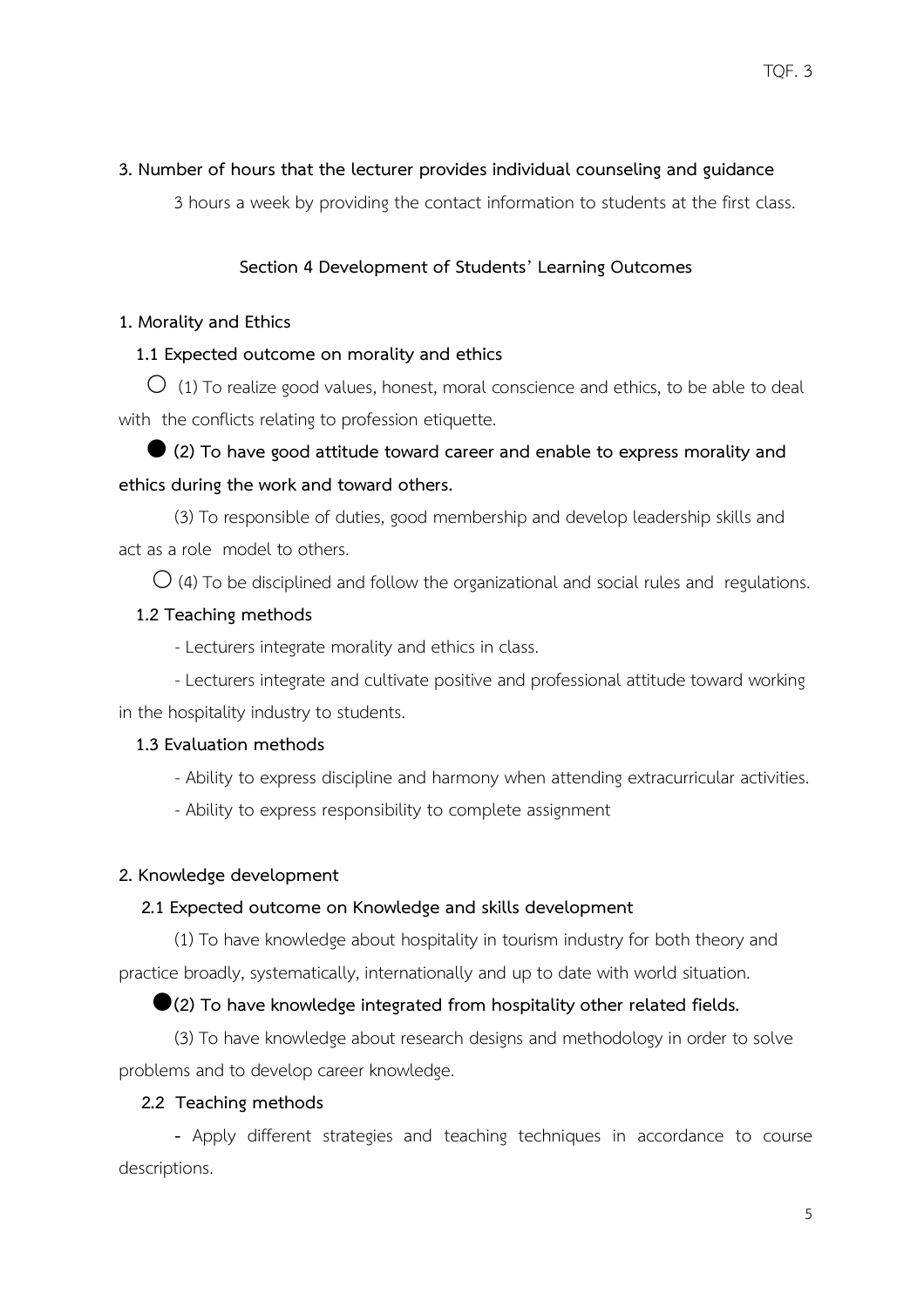**3. Number of hours that the lecturer provides individual counseling and guidance**

3 hours a week by providing the contact information to students at the first class.

## Section 4 Development of Students' Learning Outcomes

**1. Morality and Ethics**

**1.1 Expected outcome on morality and ethics**

○ (1) To realize good values, honest, moral conscience and ethics, to be able to deal with the conflicts relating to profession etiquette.

● **(2) To have good attitude toward career and enable to express morality and ethics during the work and toward others.**

(3) To responsible of duties, good membership and develop leadership skills and act as a role model to others.

○ (4) To be disciplined and follow the organizational and social rules and regulations.

**1.2 Teaching methods**

- Lecturers integrate morality and ethics in class.
- Lecturers integrate and cultivate positive and professional attitude toward working in the hospitality industry to students.

**1.3 Evaluation methods**

- Ability to express discipline and harmony when attending extracurricular activities.
- Ability to express responsibility to complete assignment

**2. Knowledge development**

**2.1 Expected outcome on Knowledge and skills development**

(1) To have knowledge about hospitality in tourism industry for both theory and practice broadly, systematically, internationally and up to date with world situation.

●**(2) To have knowledge integrated from hospitality other related fields.**

(3) To have knowledge about research designs and methodology in order to solve problems and to develop career knowledge.

**2.2 Teaching methods**

- Apply different strategies and teaching techniques in accordance to course descriptions.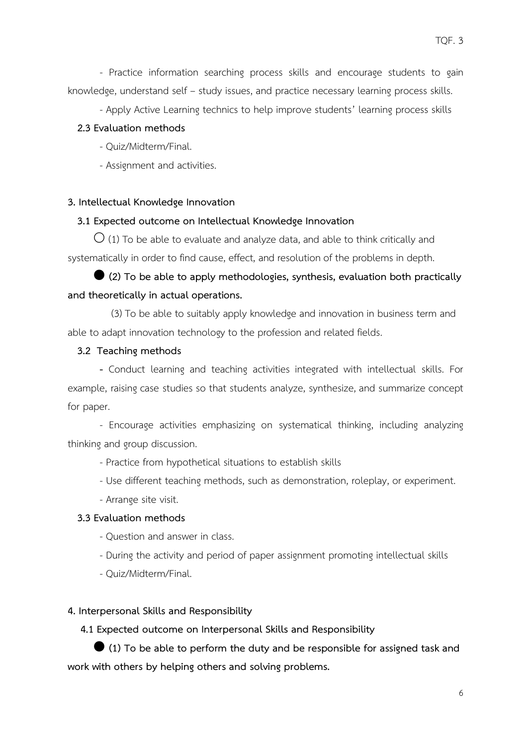- Practice information searching process skills and encourage students to gain knowledge, understand self – study issues, and practice necessary learning process skills.

- Apply Active Learning technics to help improve students' learning process skills

**2.3 Evaluation methods**

- Quiz/Midterm/Final.
- Assignment and activities.

**3. Intellectual Knowledge Innovation**

**3.1 Expected outcome on Intellectual Knowledge Innovation**

○ (1) To be able to evaluate and analyze data, and able to think critically and systematically in order to find cause, effect, and resolution of the problems in depth.

● **(2) To be able to apply methodologies, synthesis, evaluation both practically and theoretically in actual operations.**

(3) To be able to suitably apply knowledge and innovation in business term and able to adapt innovation technology to the profession and related fields.

**3.2 Teaching methods**

- Conduct learning and teaching activities integrated with intellectual skills. For example, raising case studies so that students analyze, synthesize, and summarize concept for paper.
- Encourage activities emphasizing on systematical thinking, including analyzing thinking and group discussion.
- Practice from hypothetical situations to establish skills
- Use different teaching methods, such as demonstration, roleplay, or experiment.
- Arrange site visit.

**3.3 Evaluation methods**

- Question and answer in class.
- During the activity and period of paper assignment promoting intellectual skills
- Quiz/Midterm/Final.

**4. Interpersonal Skills and Responsibility**

**4.1 Expected outcome on Interpersonal Skills and Responsibility**

● **(1) To be able to perform the duty and be responsible for assigned task and work with others by helping others and solving problems.**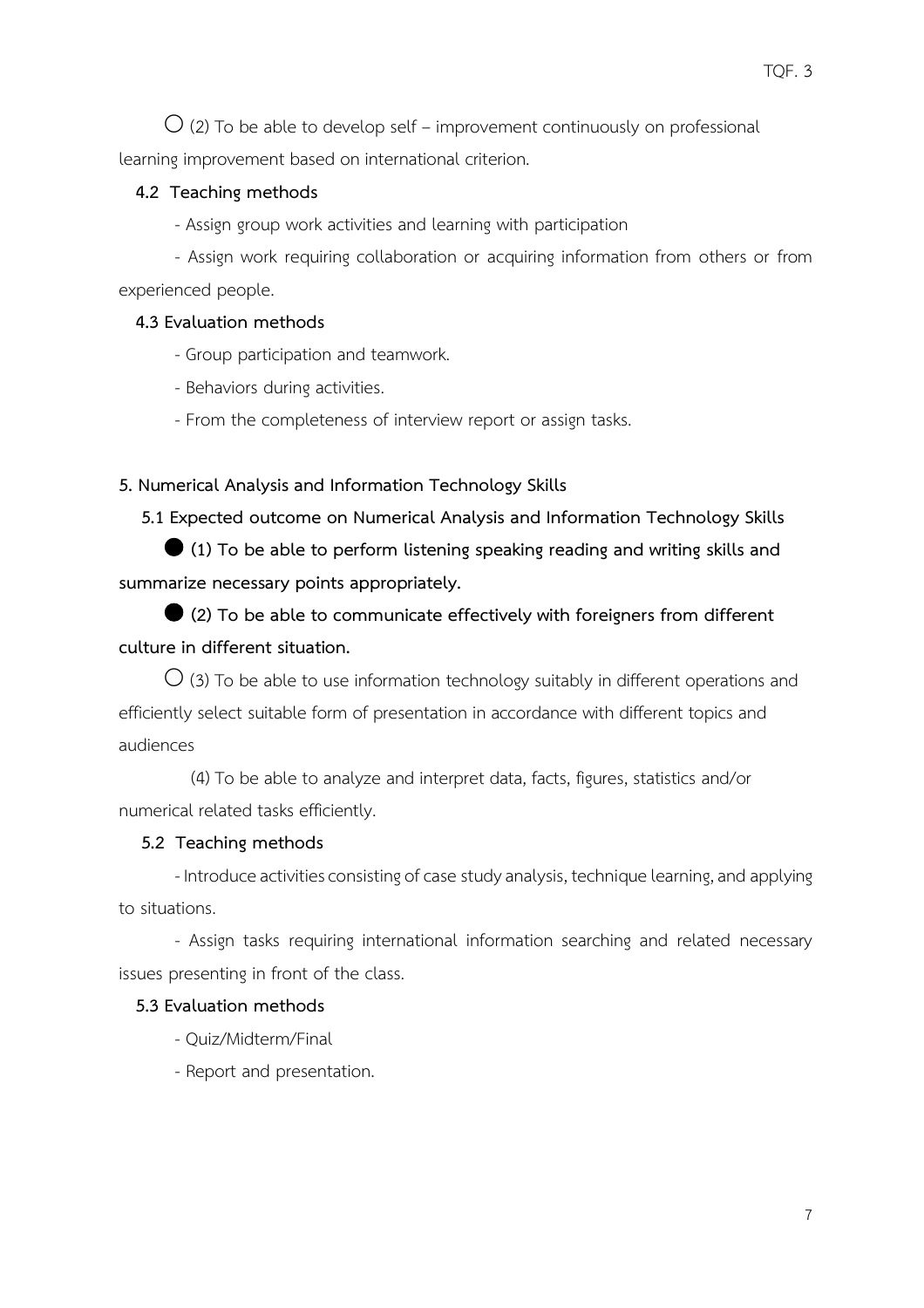○ (2) To be able to develop self – improvement continuously on professional learning improvement based on international criterion.

**4.2 Teaching methods**

- Assign group work activities and learning with participation

- Assign work requiring collaboration or acquiring information from others or from experienced people.

**4.3 Evaluation methods**

- Group participation and teamwork.

- Behaviors during activities.

- From the completeness of interview report or assign tasks.

**5. Numerical Analysis and Information Technology Skills**

**5.1 Expected outcome on Numerical Analysis and Information Technology Skills**

● **(1) To be able to perform listening speaking reading and writing skills and summarize necessary points appropriately.**

● **(2) To be able to communicate effectively with foreigners from different culture in different situation.**

○ (3) To be able to use information technology suitably in different operations and efficiently select suitable form of presentation in accordance with different topics and audiences

(4) To be able to analyze and interpret data, facts, figures, statistics and/or numerical related tasks efficiently.

**5.2 Teaching methods**

- Introduce activities consisting of case study analysis, technique learning, and applying to situations.

- Assign tasks requiring international information searching and related necessary issues presenting in front of the class.

**5.3 Evaluation methods**

- Quiz/Midterm/Final

- Report and presentation.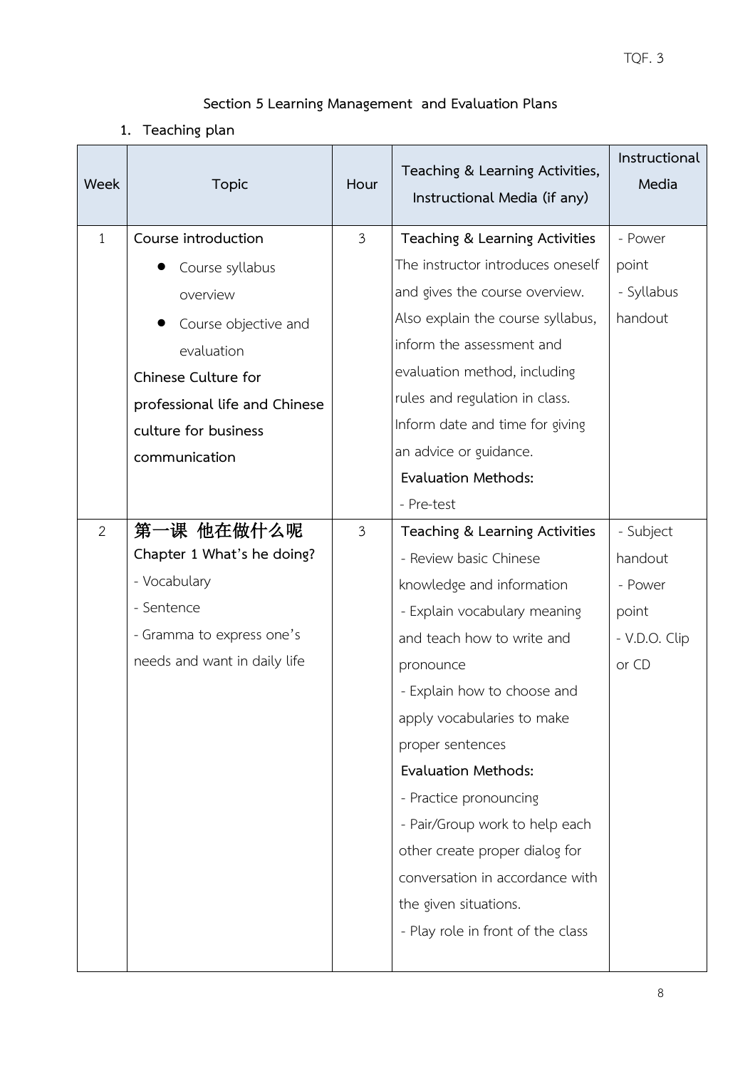## Section 5 Learning Management and Evaluation Plans

1. **Teaching plan**

| Week | Topic | Hour | Teaching & Learning Activities, Instructional Media (if any) | Instructional Media |
|---|---|---|---|---|
| 1 | **Course introduction**<br>● Course syllabus overview<br>● Course objective and evaluation<br>**Chinese Culture for professional life and Chinese culture for business communication** | 3 | **Teaching & Learning Activities**<br>The instructor introduces oneself and gives the course overview. Also explain the course syllabus, inform the assessment and evaluation method, including rules and regulation in class. Inform date and time for giving an advice or guidance.<br>**Evaluation Methods:**<br>- Pre-test | - Power point<br>- Syllabus handout |
| 2 | **第一课 他在做什么呢**<br>Chapter 1 What's he doing?<br>- Vocabulary<br>- Sentence<br>- Gramma to express one's needs and want in daily life | 3 | **Teaching & Learning Activities**<br>- Review basic Chinese knowledge and information<br>- Explain vocabulary meaning and teach how to write and pronounce<br>- Explain how to choose and apply vocabularies to make proper sentences<br>**Evaluation Methods:**<br>- Practice pronouncing<br>- Pair/Group work to help each other create proper dialog for conversation in accordance with the given situations.<br>- Play role in front of the class | - Subject handout<br>- Power point<br>- V.D.O. Clip or CD |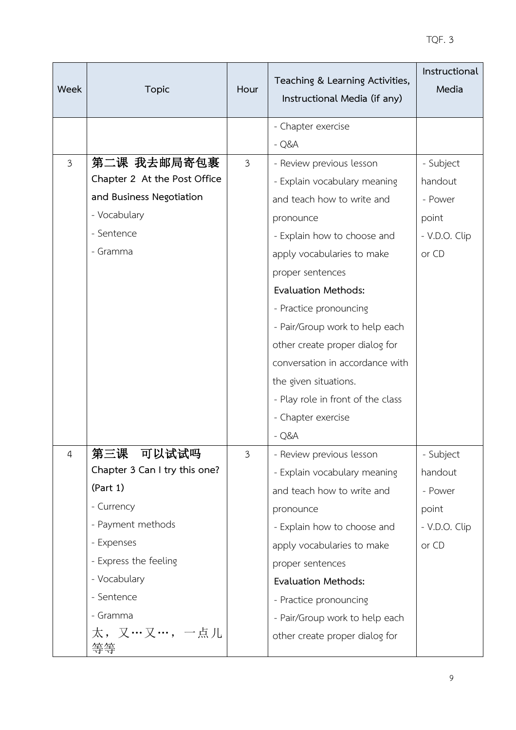| Week | Topic | Hour | Teaching & Learning Activities, Instructional Media (if any) | Instructional Media |
|---|---|---|---|---|
| | | | - Chapter exercise<br>- Q&A | |
| 3 | **第二课 我去邮局寄包裹**<br>**Chapter 2 At the Post Office and Business Negotiation**<br>- Vocabulary<br>- Sentence<br>- Gramma | 3 | - Review previous lesson<br>- Explain vocabulary meaning and teach how to write and pronounce<br>- Explain how to choose and apply vocabularies to make proper sentences<br>**Evaluation Methods:**<br>- Practice pronouncing<br>- Pair/Group work to help each other create proper dialog for conversation in accordance with the given situations.<br>- Play role in front of the class<br>- Chapter exercise<br>- Q&A | - Subject handout<br>- Power point<br>- V.D.O. Clip or CD |
| 4 | **第三课 可以试试吗**<br>**Chapter 3 Can I try this one? (Part 1)**<br>- Currency<br>- Payment methods<br>- Expenses<br>- Express the feeling<br>- Vocabulary<br>- Sentence<br>- Gramma<br>太，又…又…，一点儿等等 | 3 | - Review previous lesson<br>- Explain vocabulary meaning and teach how to write and pronounce<br>- Explain how to choose and apply vocabularies to make proper sentences<br>**Evaluation Methods:**<br>- Practice pronouncing<br>- Pair/Group work to help each other create proper dialog for | - Subject handout<br>- Power point<br>- V.D.O. Clip or CD |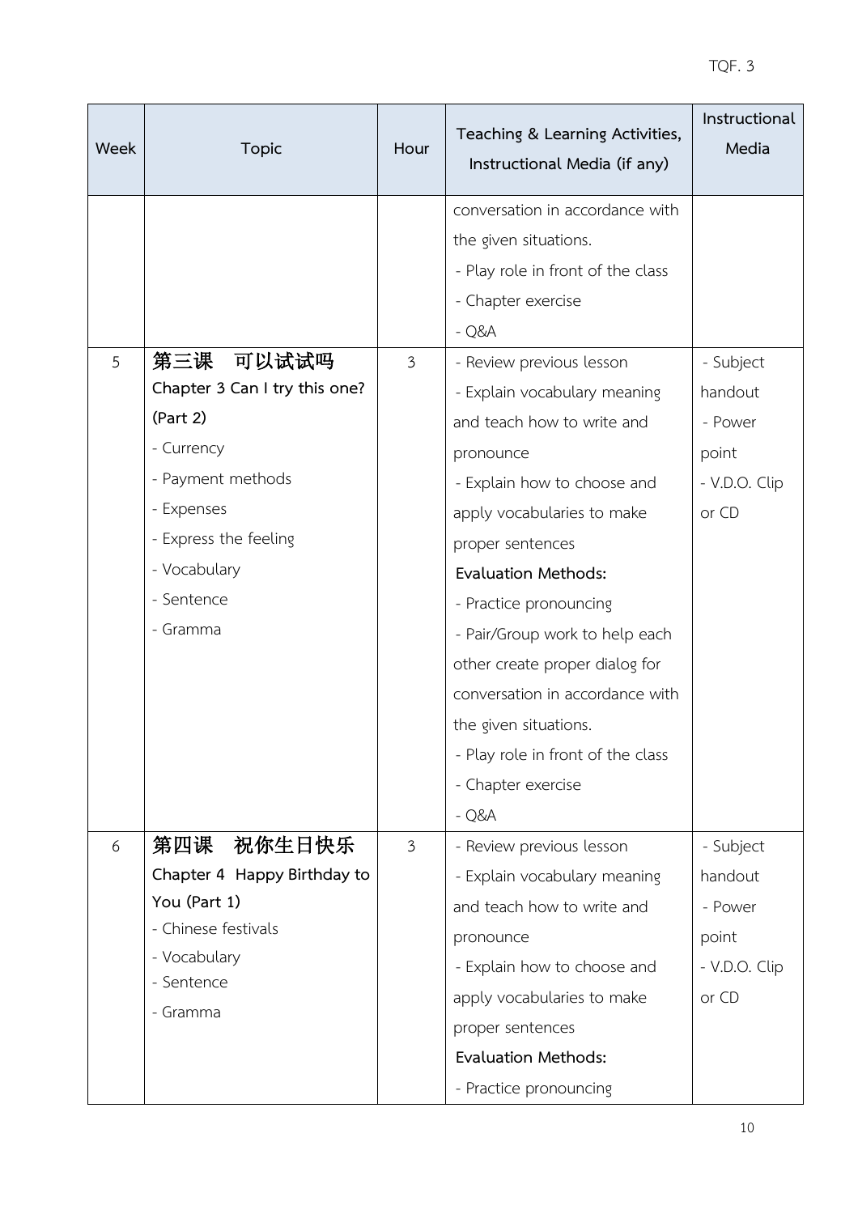| Week | Topic | Hour | Teaching & Learning Activities, Instructional Media (if any) | Instructional Media |
|---|---|---|---|---|
| | | | conversation in accordance with the given situations.<br>- Play role in front of the class<br>- Chapter exercise<br>- Q&A | |
| 5 | **第三课　可以试试吗**<br>**Chapter 3 Can I try this one? (Part 2)**<br>- Currency<br>- Payment methods<br>- Expenses<br>- Express the feeling<br>- Vocabulary<br>- Sentence<br>- Gramma | 3 | - Review previous lesson<br>- Explain vocabulary meaning and teach how to write and pronounce<br>- Explain how to choose and apply vocabularies to make proper sentences<br>**Evaluation Methods:**<br>- Practice pronouncing<br>- Pair/Group work to help each other create proper dialog for conversation in accordance with the given situations.<br>- Play role in front of the class<br>- Chapter exercise<br>- Q&A | - Subject handout<br>- Power point<br>- V.D.O. Clip or CD |
| 6 | **第四课　祝你生日快乐**<br>**Chapter 4 Happy Birthday to You (Part 1)**<br>- Chinese festivals<br>- Vocabulary<br>- Sentence<br>- Gramma | 3 | - Review previous lesson<br>- Explain vocabulary meaning and teach how to write and pronounce<br>- Explain how to choose and apply vocabularies to make proper sentences<br>**Evaluation Methods:**<br>- Practice pronouncing | - Subject handout<br>- Power point<br>- V.D.O. Clip or CD |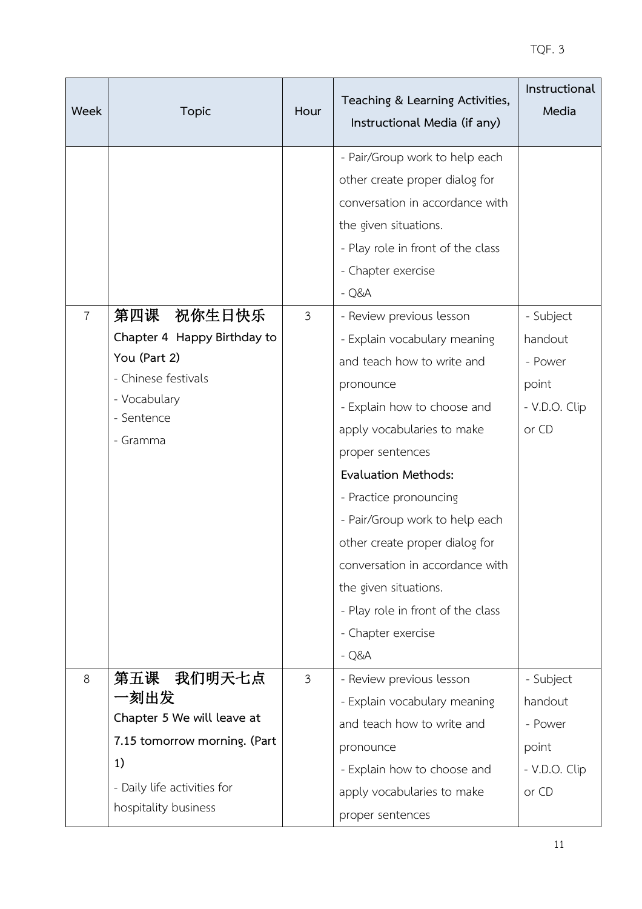| Week | Topic | Hour | Teaching & Learning Activities, Instructional Media (if any) | Instructional Media |
|---|---|---|---|---|
| | | | - Pair/Group work to help each other create proper dialog for conversation in accordance with the given situations.<br>- Play role in front of the class<br>- Chapter exercise<br>- Q&A | |
| 7 | **第四课　祝你生日快乐**<br>**Chapter 4 Happy Birthday to You (Part 2)**<br>- Chinese festivals<br>- Vocabulary<br>- Sentence<br>- Gramma | 3 | - Review previous lesson<br>- Explain vocabulary meaning and teach how to write and pronounce<br>- Explain how to choose and apply vocabularies to make proper sentences<br>**Evaluation Methods:**<br>- Practice pronouncing<br>- Pair/Group work to help each other create proper dialog for conversation in accordance with the given situations.<br>- Play role in front of the class<br>- Chapter exercise<br>- Q&A | - Subject handout<br>- Power point<br>- V.D.O. Clip or CD |
| 8 | **第五课　我们明天七点一刻出发**<br>**Chapter 5 We will leave at 7.15 tomorrow morning. (Part 1)**<br>- Daily life activities for hospitality business | 3 | - Review previous lesson<br>- Explain vocabulary meaning and teach how to write and pronounce<br>- Explain how to choose and apply vocabularies to make proper sentences | - Subject handout<br>- Power point<br>- V.D.O. Clip or CD |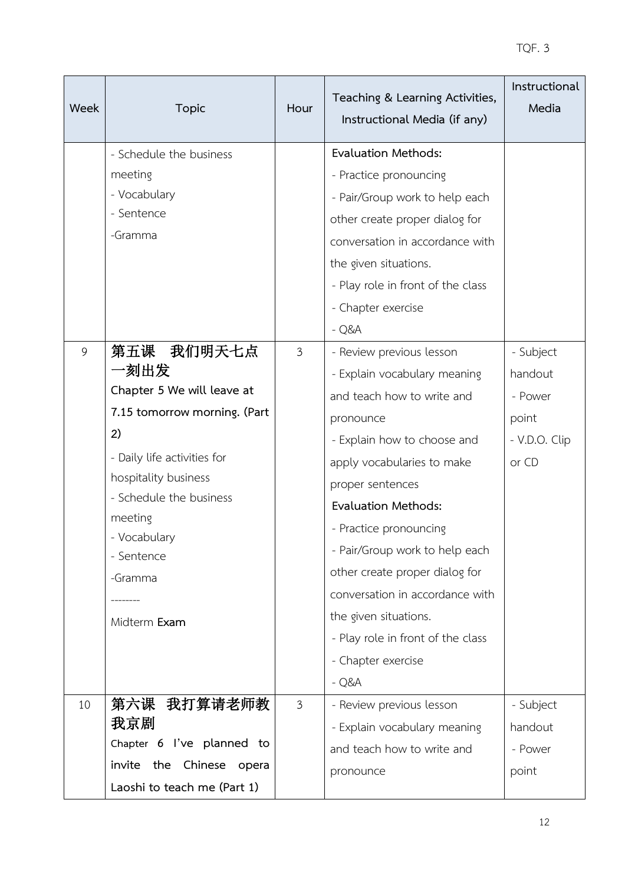| Week | Topic | Hour | Teaching & Learning Activities, Instructional Media (if any) | Instructional Media |
|---|---|---|---|---|
| | - Schedule the business meeting<br>- Vocabulary<br>- Sentence<br>-Gramma | | **Evaluation Methods:**<br>- Practice pronouncing<br>- Pair/Group work to help each other create proper dialog for conversation in accordance with the given situations.<br>- Play role in front of the class<br>- Chapter exercise<br>- Q&A | |
| 9 | **第五课　我们明天七点一刻出发**<br>**Chapter 5 We will leave at 7.15 tomorrow morning. (Part 2)**<br>- Daily life activities for hospitality business<br>- Schedule the business meeting<br>- Vocabulary<br>- Sentence<br>-Gramma<br>--------<br>Midterm **Exam** | 3 | - Review previous lesson<br>- Explain vocabulary meaning and teach how to write and pronounce<br>- Explain how to choose and apply vocabularies to make proper sentences<br>**Evaluation Methods:**<br>- Practice pronouncing<br>- Pair/Group work to help each other create proper dialog for conversation in accordance with the given situations.<br>- Play role in front of the class<br>- Chapter exercise<br>- Q&A | - Subject handout<br>- Power point<br>- V.D.O. Clip or CD |
| 10 | **第六课　我打算请老师教我京剧**<br>**Chapter 6 I've planned to invite the Chinese opera Laoshi to teach me (Part 1)** | 3 | - Review previous lesson<br>- Explain vocabulary meaning and teach how to write and pronounce | - Subject handout<br>- Power point |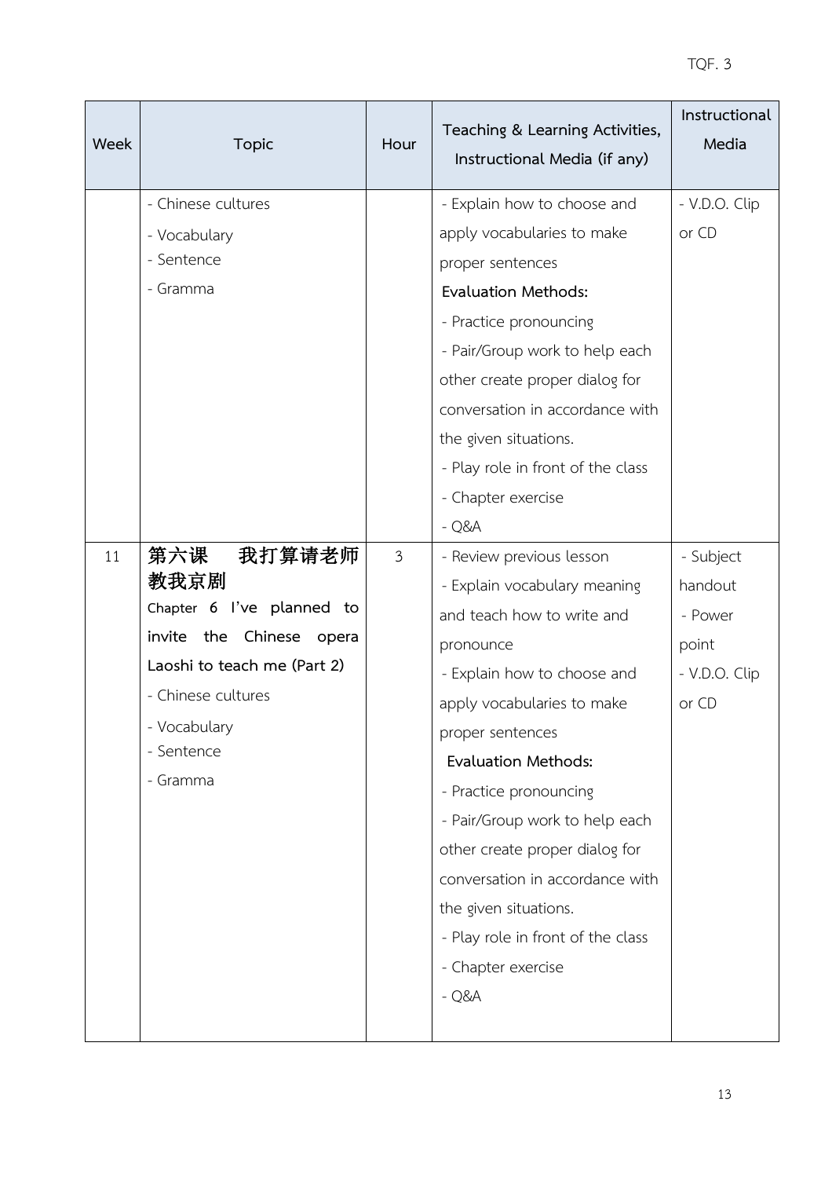| Week | Topic | Hour | Teaching & Learning Activities, Instructional Media (if any) | Instructional Media |
|---|---|---|---|---|
| | - Chinese cultures<br>- Vocabulary<br>- Sentence<br>- Gramma | | - Explain how to choose and apply vocabularies to make proper sentences<br>**Evaluation Methods:**<br>- Practice pronouncing<br>- Pair/Group work to help each other create proper dialog for conversation in accordance with the given situations.<br>- Play role in front of the class<br>- Chapter exercise<br>- Q&A | - V.D.O. Clip or CD |
| 11 | **第六课　我打算请老师教我京剧**<br>**Chapter 6 I've planned to invite the Chinese opera Laoshi to teach me (Part 2)**<br>- Chinese cultures<br>- Vocabulary<br>- Sentence<br>- Gramma | 3 | - Review previous lesson<br>- Explain vocabulary meaning and teach how to write and pronounce<br>- Explain how to choose and apply vocabularies to make proper sentences<br>**Evaluation Methods:**<br>- Practice pronouncing<br>- Pair/Group work to help each other create proper dialog for conversation in accordance with the given situations.<br>- Play role in front of the class<br>- Chapter exercise<br>- Q&A | - Subject handout<br>- Power point<br>- V.D.O. Clip or CD |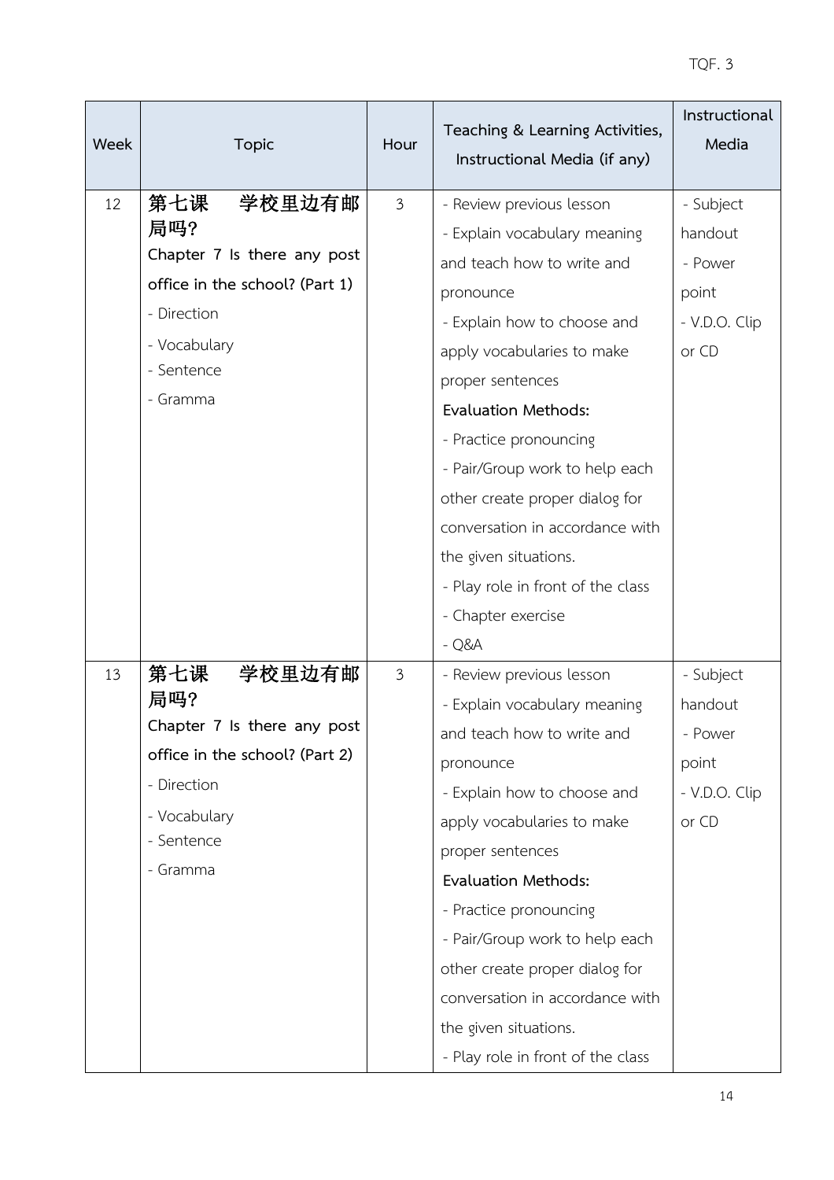| Week | Topic | Hour | Teaching & Learning Activities, Instructional Media (if any) | Instructional Media |
|---|---|---|---|---|
| 12 | **第七课　学校里边有邮局吗?**<br>**Chapter 7 Is there any post office in the school? (Part 1)**<br>- Direction<br>- Vocabulary<br>- Sentence<br>- Gramma | 3 | - Review previous lesson<br>- Explain vocabulary meaning and teach how to write and pronounce<br>- Explain how to choose and apply vocabularies to make proper sentences<br>**Evaluation Methods:**<br>- Practice pronouncing<br>- Pair/Group work to help each other create proper dialog for conversation in accordance with the given situations.<br>- Play role in front of the class<br>- Chapter exercise<br>- Q&A | - Subject handout<br>- Power point<br>- V.D.O. Clip or CD |
| 13 | **第七课　学校里边有邮局吗?**<br>**Chapter 7 Is there any post office in the school? (Part 2)**<br>- Direction<br>- Vocabulary<br>- Sentence<br>- Gramma | 3 | - Review previous lesson<br>- Explain vocabulary meaning and teach how to write and pronounce<br>- Explain how to choose and apply vocabularies to make proper sentences<br>**Evaluation Methods:**<br>- Practice pronouncing<br>- Pair/Group work to help each other create proper dialog for conversation in accordance with the given situations.<br>- Play role in front of the class | - Subject handout<br>- Power point<br>- V.D.O. Clip or CD |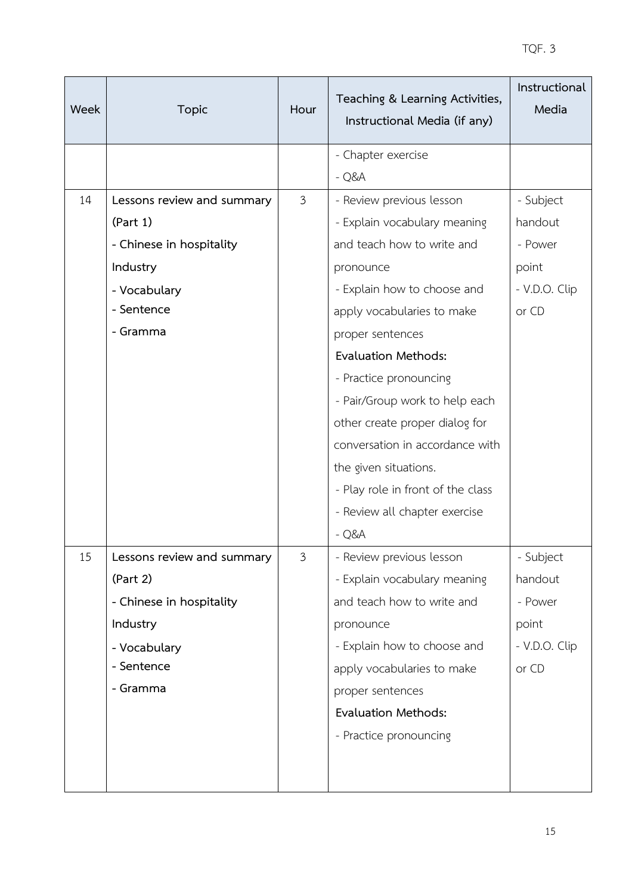| Week | Topic | Hour | Teaching & Learning Activities, Instructional Media (if any) | Instructional Media |
|---|---|---|---|---|
| | | | - Chapter exercise<br>- Q&A | |
| 14 | **Lessons review and summary (Part 1)**<br>**- Chinese in hospitality Industry**<br>**- Vocabulary**<br>**- Sentence**<br>**- Gramma** | 3 | - Review previous lesson<br>- Explain vocabulary meaning and teach how to write and pronounce<br>- Explain how to choose and apply vocabularies to make proper sentences<br>**Evaluation Methods:**<br>- Practice pronouncing<br>- Pair/Group work to help each other create proper dialog for conversation in accordance with the given situations.<br>- Play role in front of the class<br>- Review all chapter exercise<br>- Q&A | - Subject handout<br>- Power point<br>- V.D.O. Clip or CD |
| 15 | **Lessons review and summary (Part 2)**<br>**- Chinese in hospitality Industry**<br>**- Vocabulary**<br>**- Sentence**<br>**- Gramma** | 3 | - Review previous lesson<br>- Explain vocabulary meaning and teach how to write and pronounce<br>- Explain how to choose and apply vocabularies to make proper sentences<br>**Evaluation Methods:**<br>- Practice pronouncing | - Subject handout<br>- Power point<br>- V.D.O. Clip or CD |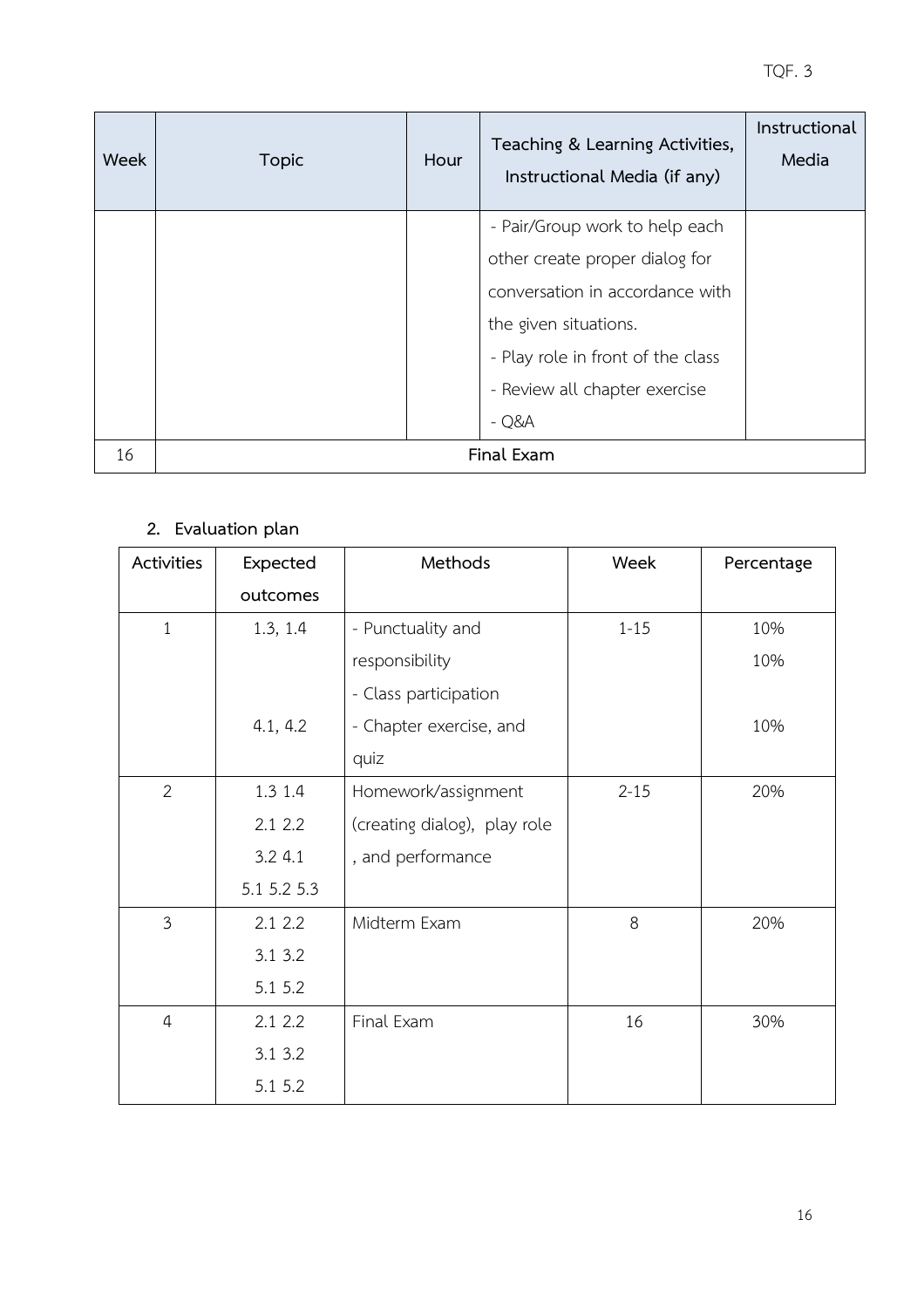| Week | Topic | Hour | Teaching & Learning Activities, Instructional Media (if any) | Instructional Media |
|---|---|---|---|---|
| | | | - Pair/Group work to help each other create proper dialog for conversation in accordance with the given situations.<br>- Play role in front of the class<br>- Review all chapter exercise<br>- Q&A | |
| 16 | **Final Exam** | | | |

## 2. Evaluation plan

| Activities | Expected outcomes | Methods | Week | Percentage |
|---|---|---|---|---|
| 1 | 1.3, 1.4 | - Punctuality and responsibility<br>- Class participation | 1-15 | 10%<br>10% |
| | 4.1, 4.2 | - Chapter exercise, and quiz | | 10% |
| 2 | 1.3 1.4<br>2.1 2.2<br>3.2 4.1<br>5.1 5.2 5.3 | Homework/assignment (creating dialog), play role , and performance | 2-15 | 20% |
| 3 | 2.1 2.2<br>3.1 3.2<br>5.1 5.2 | Midterm Exam | 8 | 20% |
| 4 | 2.1 2.2<br>3.1 3.2<br>5.1 5.2 | Final Exam | 16 | 30% |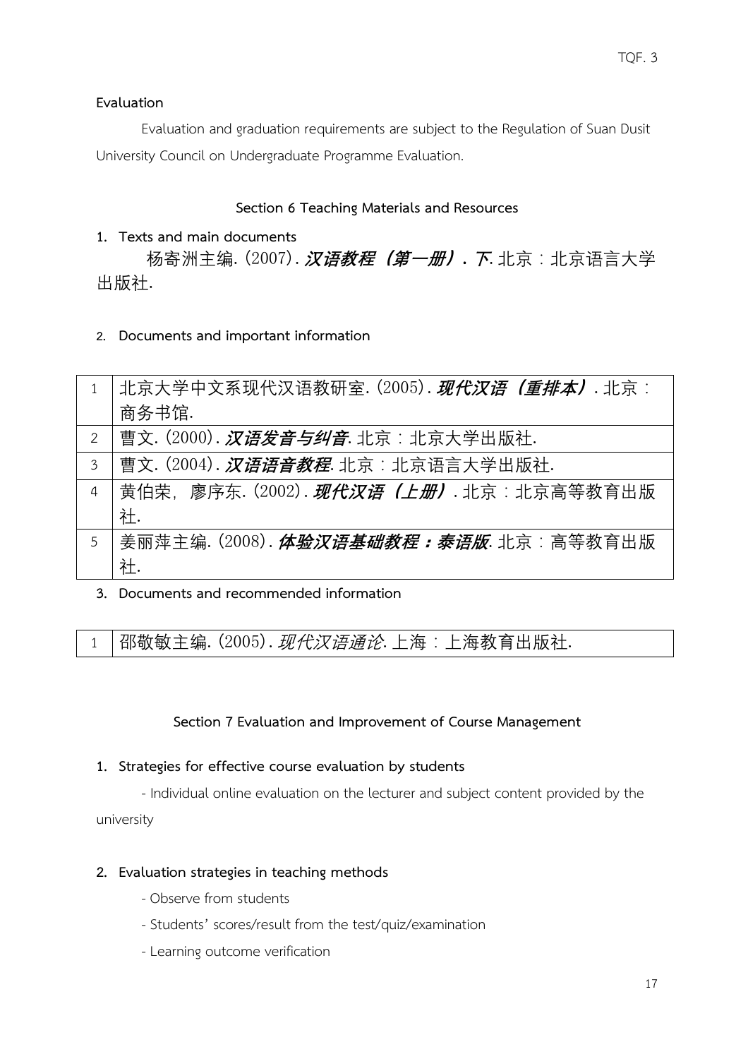**Evaluation**

Evaluation and graduation requirements are subject to the Regulation of Suan Dusit University Council on Undergraduate Programme Evaluation.

## Section 6 Teaching Materials and Resources

**1. Texts and main documents**

杨寄洲主编. (2007). ***汉语教程（第一册）. 下***. 北京：北京语言大学出版社.

**2. Documents and important information**

| | |
|---|---|
| 1 | 北京大学中文系现代汉语教研室. (2005). ***现代汉语（重排本）***. 北京：商务书馆. |
| 2 | 曹文. (2000). ***汉语发音与纠音***. 北京：北京大学出版社. |
| 3 | 曹文. (2004). ***汉语语音教程***. 北京：北京语言大学出版社. |
| 4 | 黄伯荣，廖序东. (2002). ***现代汉语（上册）***. 北京：北京高等教育出版社. |
| 5 | 姜丽萍主编. (2008). ***体验汉语基础教程：泰语版***. 北京：高等教育出版社. |

**3. Documents and recommended information**

| | |
|---|---|
| 1 | 邵敬敏主编. (2005). *现代汉语通论*. 上海：上海教育出版社. |

## Section 7 Evaluation and Improvement of Course Management

**1. Strategies for effective course evaluation by students**

- Individual online evaluation on the lecturer and subject content provided by the university

**2. Evaluation strategies in teaching methods**

- Observe from students
- Students' scores/result from the test/quiz/examination
- Learning outcome verification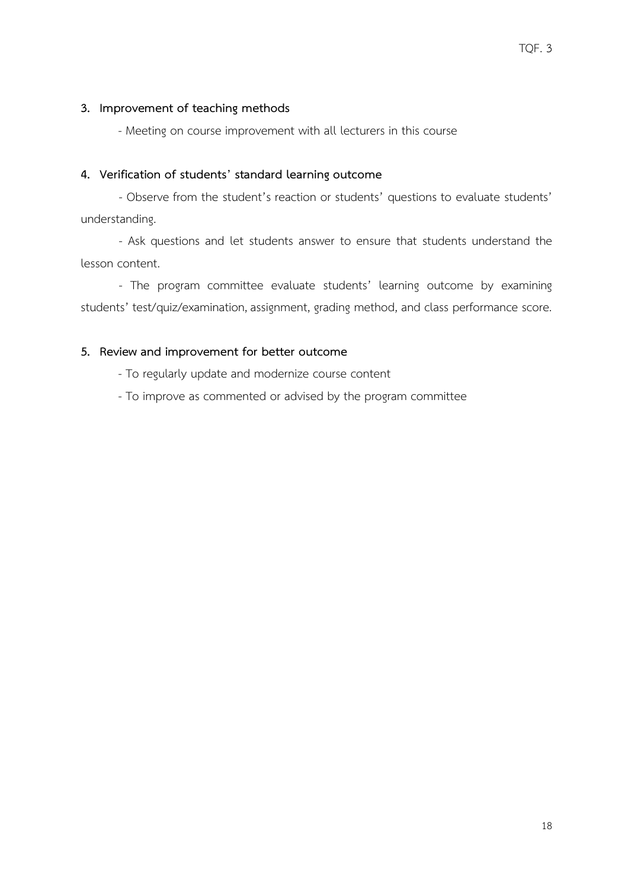## 3. Improvement of teaching methods

- Meeting on course improvement with all lecturers in this course

## 4. Verification of students' standard learning outcome

- Observe from the student's reaction or students' questions to evaluate students' understanding.
- Ask questions and let students answer to ensure that students understand the lesson content.
- The program committee evaluate students' learning outcome by examining students' test/quiz/examination, assignment, grading method, and class performance score.

## 5. Review and improvement for better outcome

- To regularly update and modernize course content
- To improve as commented or advised by the program committee